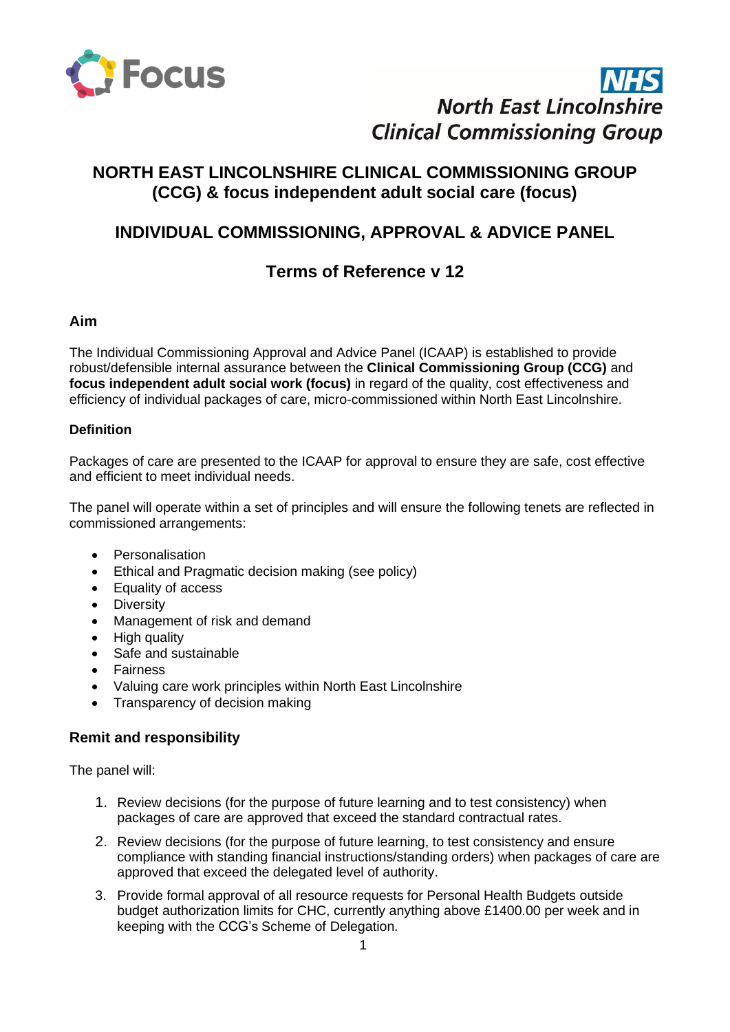# NORTH EAST LINCOLNSHIRE CLINICAL COMMISSIONING GROUP (CCG) & focus independent adult social care (focus)

## INDIVIDUAL COMMISSIONING, APPROVAL & ADVICE PANEL

## Terms of Reference v 12

### Aim

The Individual Commissioning Approval and Advice Panel (ICAAP) is established to provide robust/defensible internal assurance between the **Clinical Commissioning Group (CCG)** and **focus independent adult social work (focus)** in regard of the quality, cost effectiveness and efficiency of individual packages of care, micro-commissioned within North East Lincolnshire.

### Definition

Packages of care are presented to the ICAAP for approval to ensure they are safe, cost effective and efficient to meet individual needs.

The panel will operate within a set of principles and will ensure the following tenets are reflected in commissioned arrangements:

- Personalisation
- Ethical and Pragmatic decision making (see policy)
- Equality of access
- Diversity
- Management of risk and demand
- High quality
- Safe and sustainable
- Fairness
- Valuing care work principles within North East Lincolnshire
- Transparency of decision making

### Remit and responsibility

The panel will:

1. Review decisions (for the purpose of future learning and to test consistency) when packages of care are approved that exceed the standard contractual rates.
2. Review decisions (for the purpose of future learning, to test consistency and ensure compliance with standing financial instructions/standing orders) when packages of care are approved that exceed the delegated level of authority.
3. Provide formal approval of all resource requests for Personal Health Budgets outside budget authorization limits for CHC, currently anything above £1400.00 per week and in keeping with the CCG's Scheme of Delegation.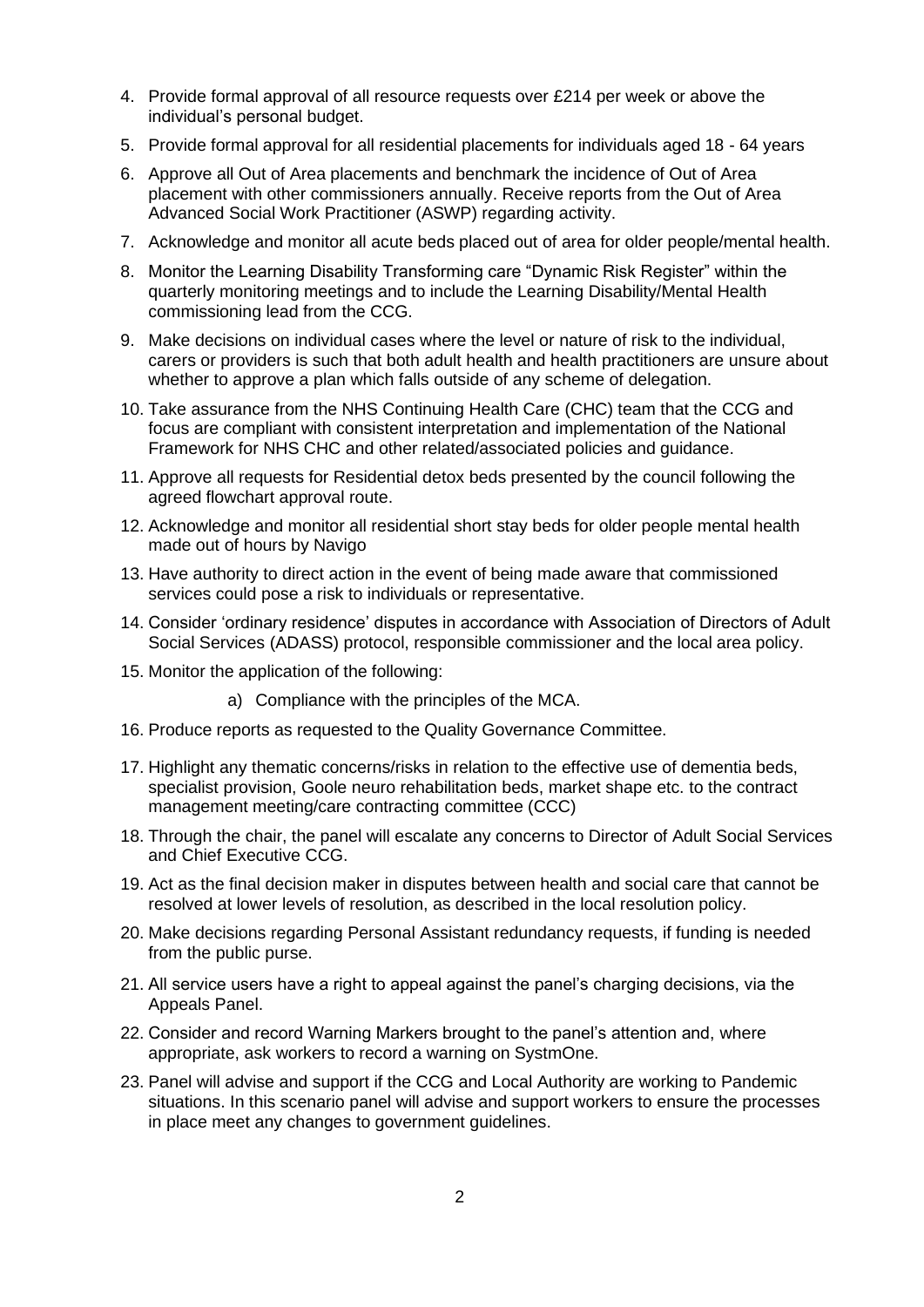4. Provide formal approval of all resource requests over £214 per week or above the individual's personal budget.
5. Provide formal approval for all residential placements for individuals aged 18 - 64 years
6. Approve all Out of Area placements and benchmark the incidence of Out of Area placement with other commissioners annually. Receive reports from the Out of Area Advanced Social Work Practitioner (ASWP) regarding activity.
7. Acknowledge and monitor all acute beds placed out of area for older people/mental health.
8. Monitor the Learning Disability Transforming care "Dynamic Risk Register" within the quarterly monitoring meetings and to include the Learning Disability/Mental Health commissioning lead from the CCG.
9. Make decisions on individual cases where the level or nature of risk to the individual, carers or providers is such that both adult health and health practitioners are unsure about whether to approve a plan which falls outside of any scheme of delegation.
10. Take assurance from the NHS Continuing Health Care (CHC) team that the CCG and focus are compliant with consistent interpretation and implementation of the National Framework for NHS CHC and other related/associated policies and guidance.
11. Approve all requests for Residential detox beds presented by the council following the agreed flowchart approval route.
12. Acknowledge and monitor all residential short stay beds for older people mental health made out of hours by Navigo
13. Have authority to direct action in the event of being made aware that commissioned services could pose a risk to individuals or representative.
14. Consider 'ordinary residence' disputes in accordance with Association of Directors of Adult Social Services (ADASS) protocol, responsible commissioner and the local area policy.
15. Monitor the application of the following:
    a) Compliance with the principles of the MCA.
16. Produce reports as requested to the Quality Governance Committee.
17. Highlight any thematic concerns/risks in relation to the effective use of dementia beds, specialist provision, Goole neuro rehabilitation beds, market shape etc. to the contract management meeting/care contracting committee (CCC)
18. Through the chair, the panel will escalate any concerns to Director of Adult Social Services and Chief Executive CCG.
19. Act as the final decision maker in disputes between health and social care that cannot be resolved at lower levels of resolution, as described in the local resolution policy.
20. Make decisions regarding Personal Assistant redundancy requests, if funding is needed from the public purse.
21. All service users have a right to appeal against the panel's charging decisions, via the Appeals Panel.
22. Consider and record Warning Markers brought to the panel's attention and, where appropriate, ask workers to record a warning on SystmOne.
23. Panel will advise and support if the CCG and Local Authority are working to Pandemic situations. In this scenario panel will advise and support workers to ensure the processes in place meet any changes to government guidelines.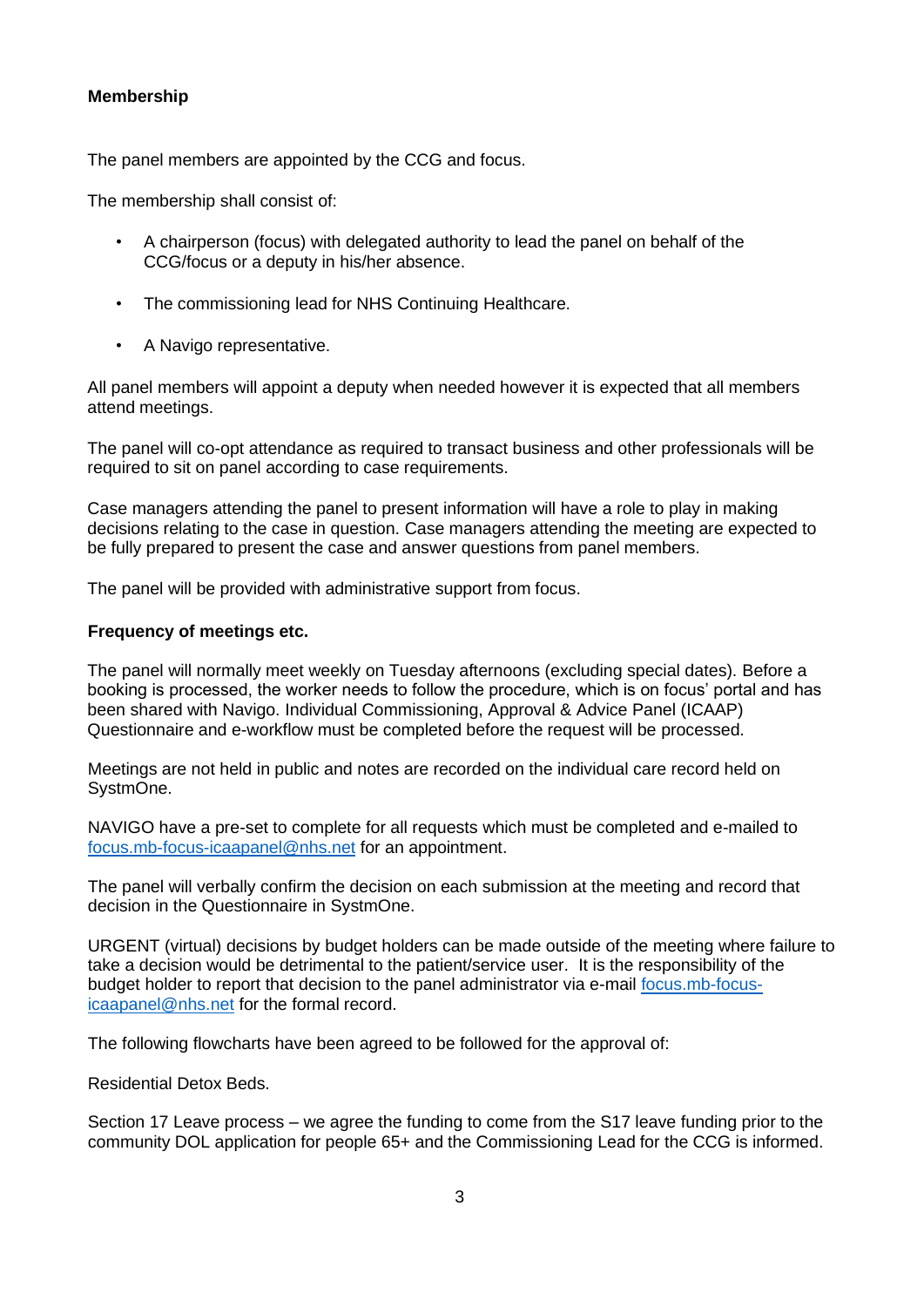**Membership**

The panel members are appointed by the CCG and focus.

The membership shall consist of:

- A chairperson (focus) with delegated authority to lead the panel on behalf of the CCG/focus or a deputy in his/her absence.
- The commissioning lead for NHS Continuing Healthcare.
- A Navigo representative.

All panel members will appoint a deputy when needed however it is expected that all members attend meetings.

The panel will co-opt attendance as required to transact business and other professionals will be required to sit on panel according to case requirements.

Case managers attending the panel to present information will have a role to play in making decisions relating to the case in question. Case managers attending the meeting are expected to be fully prepared to present the case and answer questions from panel members.

The panel will be provided with administrative support from focus.

**Frequency of meetings etc.**

The panel will normally meet weekly on Tuesday afternoons (excluding special dates). Before a booking is processed, the worker needs to follow the procedure, which is on focus' portal and has been shared with Navigo. Individual Commissioning, Approval & Advice Panel (ICAAP) Questionnaire and e-workflow must be completed before the request will be processed.

Meetings are not held in public and notes are recorded on the individual care record held on SystmOne.

NAVIGO have a pre-set to complete for all requests which must be completed and e-mailed to focus.mb-focus-icaapanel@nhs.net for an appointment.

The panel will verbally confirm the decision on each submission at the meeting and record that decision in the Questionnaire in SystmOne.

URGENT (virtual) decisions by budget holders can be made outside of the meeting where failure to take a decision would be detrimental to the patient/service user. It is the responsibility of the budget holder to report that decision to the panel administrator via e-mail focus.mb-focus-icaapanel@nhs.net for the formal record.

The following flowcharts have been agreed to be followed for the approval of:

Residential Detox Beds.

Section 17 Leave process – we agree the funding to come from the S17 leave funding prior to the community DOL application for people 65+ and the Commissioning Lead for the CCG is informed.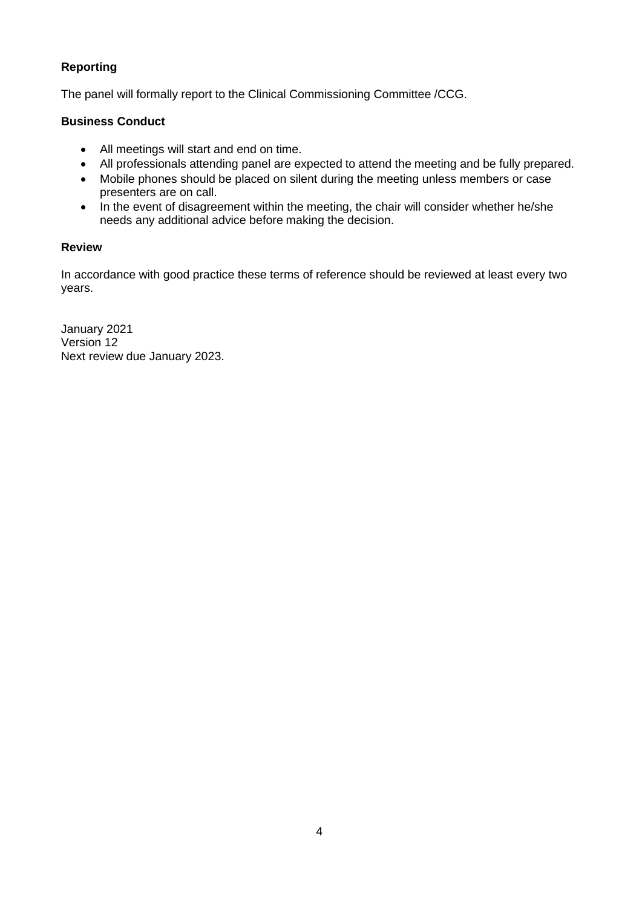### Reporting

The panel will formally report to the Clinical Commissioning Committee /CCG.

### Business Conduct

- All meetings will start and end on time.
- All professionals attending panel are expected to attend the meeting and be fully prepared.
- Mobile phones should be placed on silent during the meeting unless members or case presenters are on call.
- In the event of disagreement within the meeting, the chair will consider whether he/she needs any additional advice before making the decision.

### Review

In accordance with good practice these terms of reference should be reviewed at least every two years.

January 2021
Version 12
Next review due January 2023.